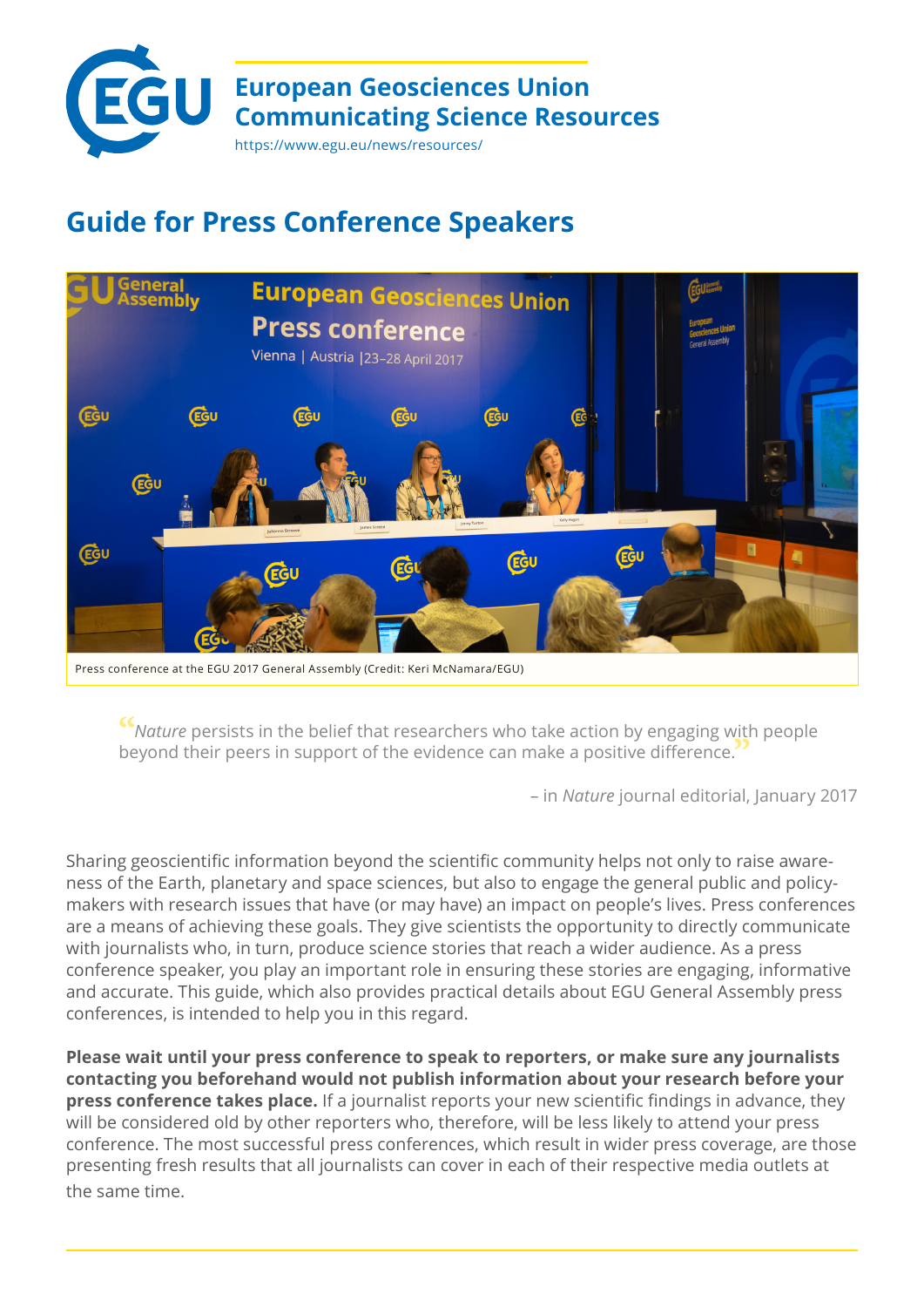European Geosciences Union
Communicating Science Resources
https://www.egu.eu/news/resources/

# Guide for Press Conference Speakers

Press conference at the EGU 2017 General Assembly (Credit: Keri McNamara/EGU)

> "*Nature* persists in the belief that researchers who take action by engaging with people beyond their peers in support of the evidence can make a positive difference."
>
> – in *Nature* journal editorial, January 2017

Sharing geoscientific information beyond the scientific community helps not only to raise awareness of the Earth, planetary and space sciences, but also to engage the general public and policy-makers with research issues that have (or may have) an impact on people's lives. Press conferences are a means of achieving these goals. They give scientists the opportunity to directly communicate with journalists who, in turn, produce science stories that reach a wider audience. As a press conference speaker, you play an important role in ensuring these stories are engaging, informative and accurate. This guide, which also provides practical details about EGU General Assembly press conferences, is intended to help you in this regard.

**Please wait until your press conference to speak to reporters, or make sure any journalists contacting you beforehand would not publish information about your research before your press conference takes place.** If a journalist reports your new scientific findings in advance, they will be considered old by other reporters who, therefore, will be less likely to attend your press conference. The most successful press conferences, which result in wider press coverage, are those presenting fresh results that all journalists can cover in each of their respective media outlets at the same time.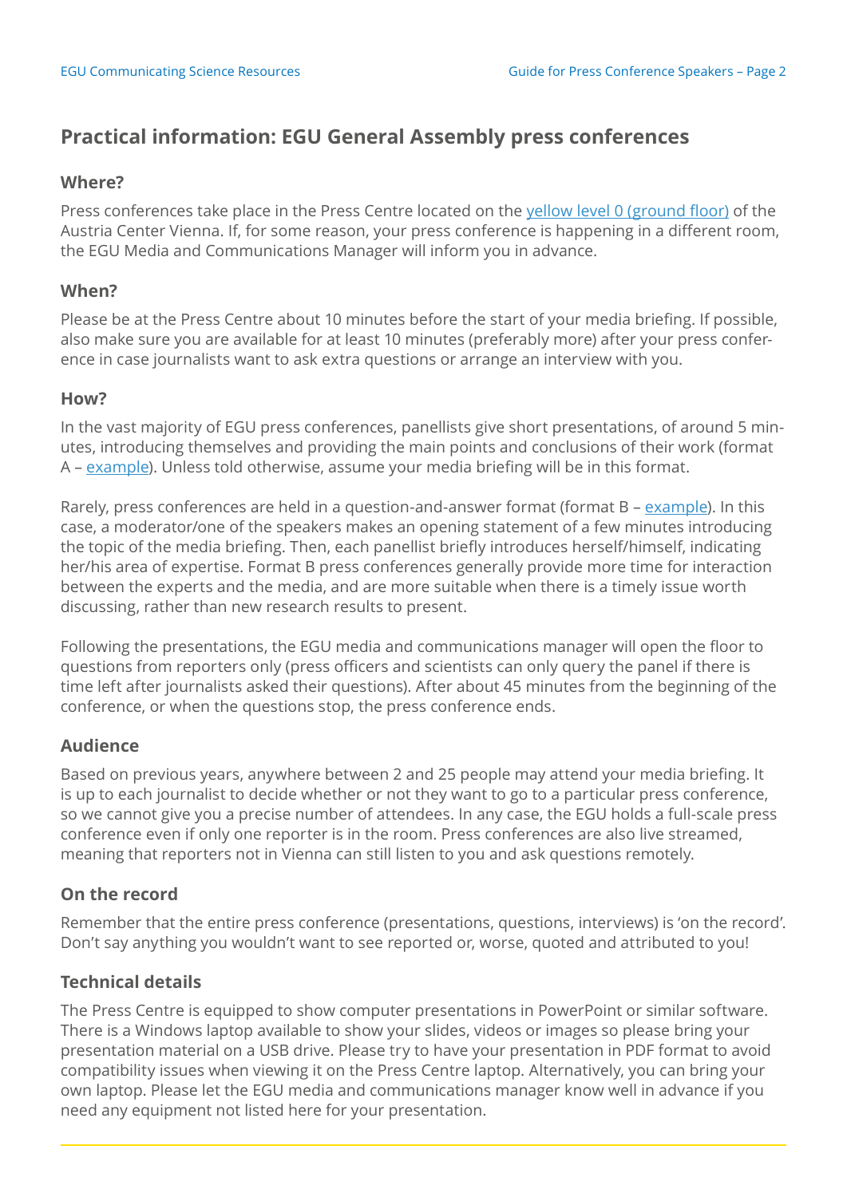## Practical information: EGU General Assembly press conferences

### Where?

Press conferences take place in the Press Centre located on the yellow level 0 (ground floor) of the Austria Center Vienna. If, for some reason, your press conference is happening in a different room, the EGU Media and Communications Manager will inform you in advance.

### When?

Please be at the Press Centre about 10 minutes before the start of your media briefing. If possible, also make sure you are available for at least 10 minutes (preferably more) after your press conference in case journalists want to ask extra questions or arrange an interview with you.

### How?

In the vast majority of EGU press conferences, panellists give short presentations, of around 5 minutes, introducing themselves and providing the main points and conclusions of their work (format A – example). Unless told otherwise, assume your media briefing will be in this format.

Rarely, press conferences are held in a question-and-answer format (format B – example). In this case, a moderator/one of the speakers makes an opening statement of a few minutes introducing the topic of the media briefing. Then, each panellist briefly introduces herself/himself, indicating her/his area of expertise. Format B press conferences generally provide more time for interaction between the experts and the media, and are more suitable when there is a timely issue worth discussing, rather than new research results to present.

Following the presentations, the EGU media and communications manager will open the floor to questions from reporters only (press officers and scientists can only query the panel if there is time left after journalists asked their questions). After about 45 minutes from the beginning of the conference, or when the questions stop, the press conference ends.

### Audience

Based on previous years, anywhere between 2 and 25 people may attend your media briefing. It is up to each journalist to decide whether or not they want to go to a particular press conference, so we cannot give you a precise number of attendees. In any case, the EGU holds a full-scale press conference even if only one reporter is in the room. Press conferences are also live streamed, meaning that reporters not in Vienna can still listen to you and ask questions remotely.

### On the record

Remember that the entire press conference (presentations, questions, interviews) is 'on the record'. Don't say anything you wouldn't want to see reported or, worse, quoted and attributed to you!

### Technical details

The Press Centre is equipped to show computer presentations in PowerPoint or similar software. There is a Windows laptop available to show your slides, videos or images so please bring your presentation material on a USB drive. Please try to have your presentation in PDF format to avoid compatibility issues when viewing it on the Press Centre laptop. Alternatively, you can bring your own laptop. Please let the EGU media and communications manager know well in advance if you need any equipment not listed here for your presentation.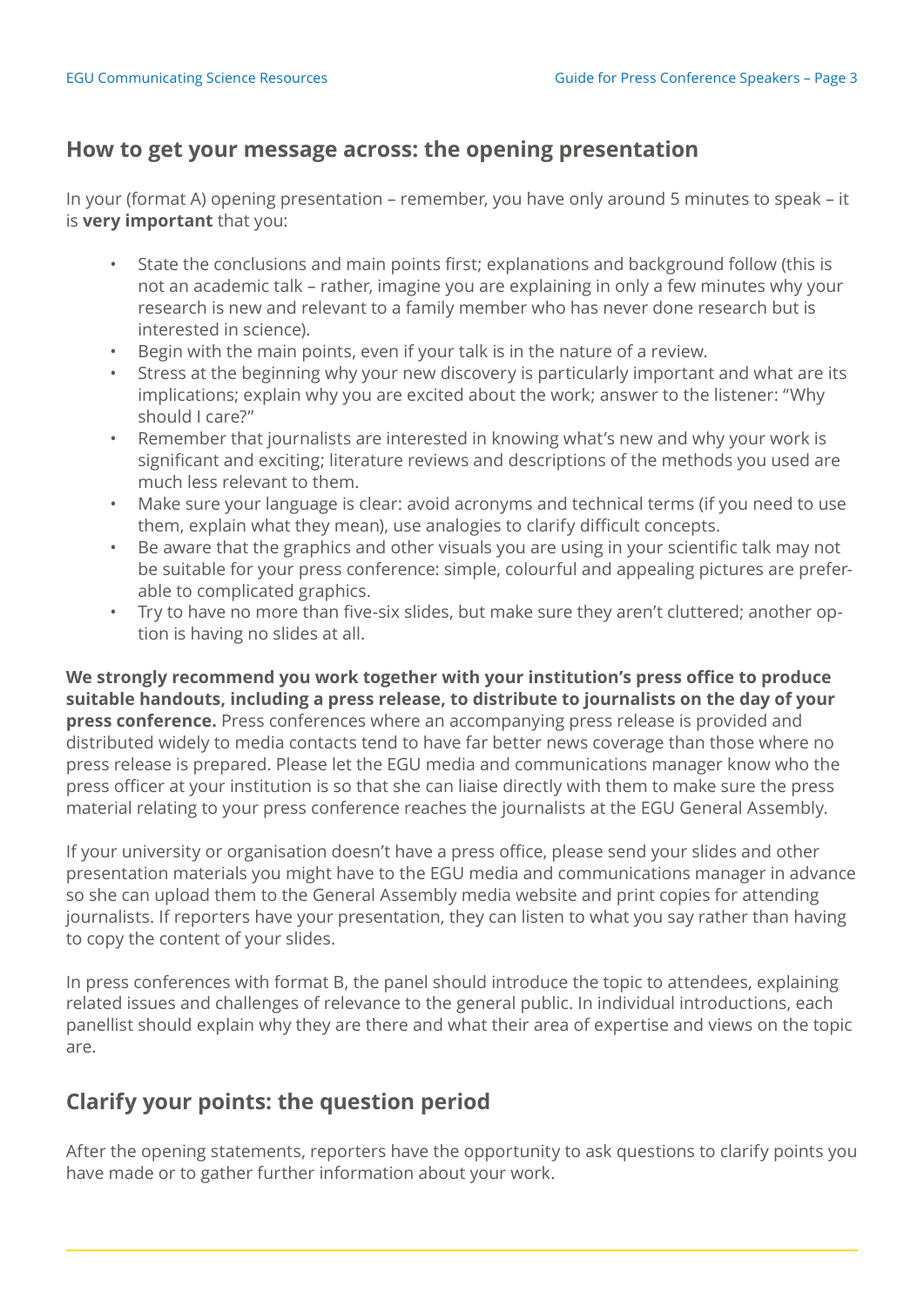## How to get your message across: the opening presentation

In your (format A) opening presentation – remember, you have only around 5 minutes to speak – it is **very important** that you:

- State the conclusions and main points first; explanations and background follow (this is not an academic talk – rather, imagine you are explaining in only a few minutes why your research is new and relevant to a family member who has never done research but is interested in science).
- Begin with the main points, even if your talk is in the nature of a review.
- Stress at the beginning why your new discovery is particularly important and what are its implications; explain why you are excited about the work; answer to the listener: "Why should I care?"
- Remember that journalists are interested in knowing what's new and why your work is significant and exciting; literature reviews and descriptions of the methods you used are much less relevant to them.
- Make sure your language is clear: avoid acronyms and technical terms (if you need to use them, explain what they mean), use analogies to clarify difficult concepts.
- Be aware that the graphics and other visuals you are using in your scientific talk may not be suitable for your press conference: simple, colourful and appealing pictures are preferable to complicated graphics.
- Try to have no more than five-six slides, but make sure they aren't cluttered; another option is having no slides at all.

**We strongly recommend you work together with your institution's press office to produce suitable handouts, including a press release, to distribute to journalists on the day of your press conference.** Press conferences where an accompanying press release is provided and distributed widely to media contacts tend to have far better news coverage than those where no press release is prepared. Please let the EGU media and communications manager know who the press officer at your institution is so that she can liaise directly with them to make sure the press material relating to your press conference reaches the journalists at the EGU General Assembly.

If your university or organisation doesn't have a press office, please send your slides and other presentation materials you might have to the EGU media and communications manager in advance so she can upload them to the General Assembly media website and print copies for attending journalists. If reporters have your presentation, they can listen to what you say rather than having to copy the content of your slides.

In press conferences with format B, the panel should introduce the topic to attendees, explaining related issues and challenges of relevance to the general public. In individual introductions, each panellist should explain why they are there and what their area of expertise and views on the topic are.

## Clarify your points: the question period

After the opening statements, reporters have the opportunity to ask questions to clarify points you have made or to gather further information about your work.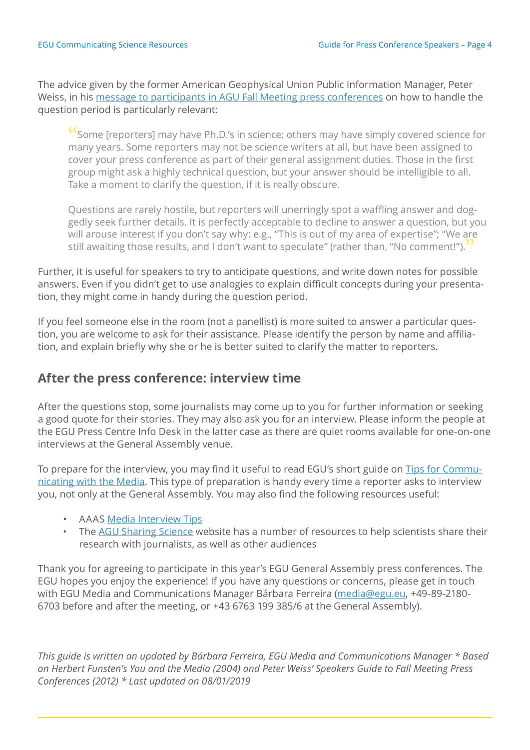The advice given by the former American Geophysical Union Public Information Manager, Peter Weiss, in his message to participants in AGU Fall Meeting press conferences on how to handle the question period is particularly relevant:

> "Some [reporters] may have Ph.D.'s in science; others may have simply covered science for many years. Some reporters may not be science writers at all, but have been assigned to cover your press conference as part of their general assignment duties. Those in the first group might ask a highly technical question, but your answer should be intelligible to all. Take a moment to clarify the question, if it is really obscure.
>
> Questions are rarely hostile, but reporters will unerringly spot a waffling answer and doggedly seek further details. It is perfectly acceptable to decline to answer a question, but you will arouse interest if you don't say why: e.g., "This is out of my area of expertise"; "We are still awaiting those results, and I don't want to speculate" (rather than, "No comment!")."

Further, it is useful for speakers to try to anticipate questions, and write down notes for possible answers. Even if you didn't get to use analogies to explain difficult concepts during your presentation, they might come in handy during the question period.

If you feel someone else in the room (not a panellist) is more suited to answer a particular question, you are welcome to ask for their assistance. Please identify the person by name and affiliation, and explain briefly why she or he is better suited to clarify the matter to reporters.

## After the press conference: interview time

After the questions stop, some journalists may come up to you for further information or seeking a good quote for their stories. They may also ask you for an interview. Please inform the people at the EGU Press Centre Info Desk in the latter case as there are quiet rooms available for one-on-one interviews at the General Assembly venue.

To prepare for the interview, you may find it useful to read EGU's short guide on Tips for Communicating with the Media. This type of preparation is handy every time a reporter asks to interview you, not only at the General Assembly. You may also find the following resources useful:

- AAAS Media Interview Tips
- The AGU Sharing Science website has a number of resources to help scientists share their research with journalists, as well as other audiences

Thank you for agreeing to participate in this year's EGU General Assembly press conferences. The EGU hopes you enjoy the experience! If you have any questions or concerns, please get in touch with EGU Media and Communications Manager Bárbara Ferreira (media@egu.eu, +49-89-2180-6703 before and after the meeting, or +43 6763 199 385/6 at the General Assembly).

*This guide is written an updated by Bárbara Ferreira, EGU Media and Communications Manager * Based on Herbert Funsten's You and the Media (2004) and Peter Weiss' Speakers Guide to Fall Meeting Press Conferences (2012) * Last updated on 08/01/2019*